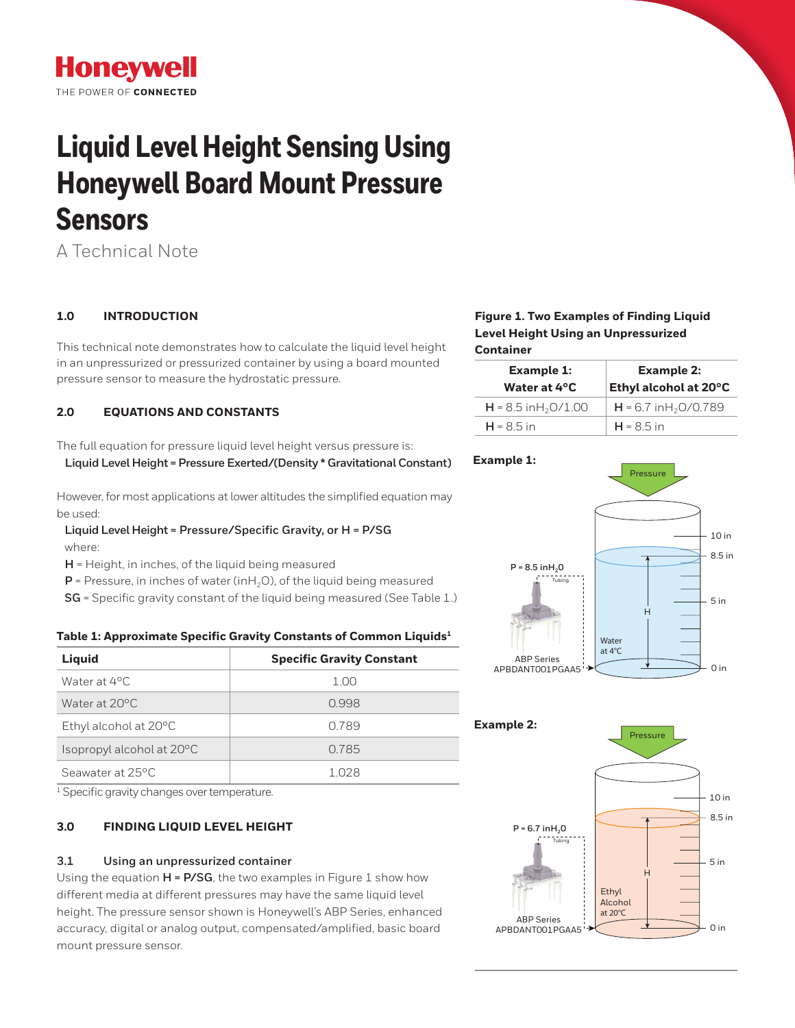# Liquid Level Height Sensing Using Honeywell Board Mount Pressure Sensors

A Technical Note

## 1.0 INTRODUCTION

This technical note demonstrates how to calculate the liquid level height in an unpressurized or pressurized container by using a board mounted pressure sensor to measure the hydrostatic pressure.

## 2.0 EQUATIONS AND CONSTANTS

The full equation for pressure liquid level height versus pressure is:

**Liquid Level Height = Pressure Exerted/(Density * Gravitational Constant)**

However, for most applications at lower altitudes the simplified equation may be used:

**Liquid Level Height = Pressure/Specific Gravity, or H = P/SG**

where:

**H** = Height, in inches, of the liquid being measured

**P** = Pressure, in inches of water (in$H_2O$), of the liquid being measured

**SG** = Specific gravity constant of the liquid being measured (See Table 1.)

**Table 1: Approximate Specific Gravity Constants of Common Liquids[1]**

| Liquid | Specific Gravity Constant |
|---|---|
| Water at 4°C | 1.00 |
| Water at 20°C | 0.998 |
| Ethyl alcohol at 20°C | 0.789 |
| Isopropyl alcohol at 20°C | 0.785 |
| Seawater at 25°C | 1.028 |

[1] Specific gravity changes over temperature.

## 3.0 FINDING LIQUID LEVEL HEIGHT

### 3.1 Using an unpressurized container

Using the equation **H = P/SG**, the two examples in Figure 1 show how different media at different pressures may have the same liquid level height. The pressure sensor shown is Honeywell's ABP Series, enhanced accuracy, digital or analog output, compensated/amplified, basic board mount pressure sensor.

**Figure 1. Two Examples of Finding Liquid Level Height Using an Unpressurized Container**

| Example 1: Water at 4°C | Example 2: Ethyl alcohol at 20°C |
|---|---|
| **H** = 8.5 in$H_2O$/1.00 | **H** = 6.7 in$H_2O$/0.789 |
| **H** = 8.5 in | **H** = 8.5 in |

**Example 1:**

Pressure; P = 8.5 in$H_2O$; Tubing; ABP Series APBDANT001PGAA5; Water at 4°C; H; 10 in; 8.5 in; 5 in; 0 in

**Example 2:**

Pressure; P = 6.7 in$H_2O$; Tubing; ABP Series APBDANT001PGAA5; Ethyl Alcohol at 20°C; H; 10 in; 8.5 in; 5 in; 0 in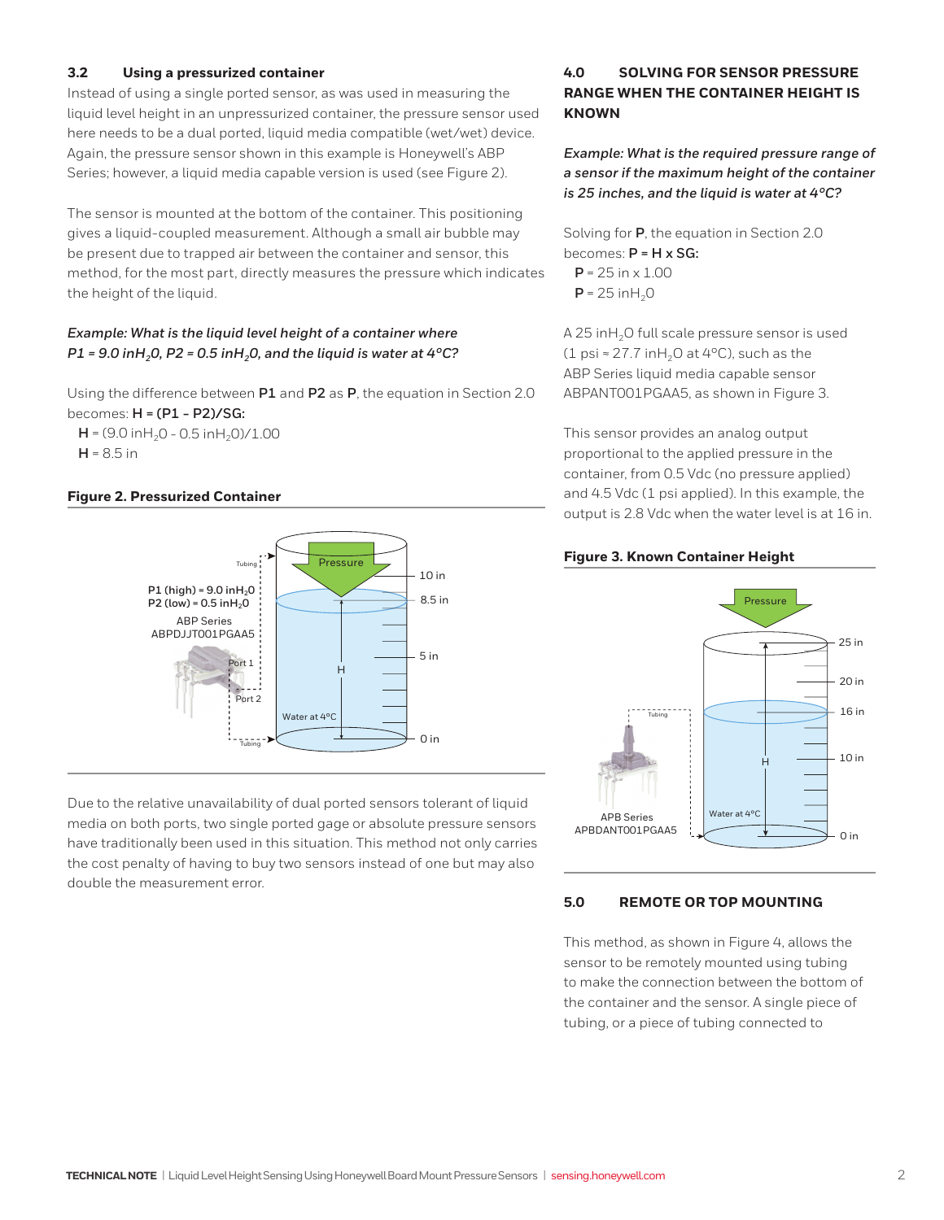### 3.2 Using a pressurized container

Instead of using a single ported sensor, as was used in measuring the liquid level height in an unpressurized container, the pressure sensor used here needs to be a dual ported, liquid media compatible (wet/wet) device. Again, the pressure sensor shown in this example is Honeywell's ABP Series; however, a liquid media capable version is used (see Figure 2).

The sensor is mounted at the bottom of the container. This positioning gives a liquid-coupled measurement. Although a small air bubble may be present due to trapped air between the container and sensor, this method, for the most part, directly measures the pressure which indicates the height of the liquid.

***Example: What is the liquid level height of a container where P1 = 9.0 inH$_2$0, P2 = 0.5 inH$_2$0, and the liquid is water at 4°C?***

Using the difference between **P1** and **P2** as **P**, the equation in Section 2.0 becomes: **H = (P1 - P2)/SG:**

**H** = (9.0 inH$_2$0 - 0.5 inH$_2$0)/1.00

**H** = 8.5 in

**Figure 2. Pressurized Container**

Due to the relative unavailability of dual ported sensors tolerant of liquid media on both ports, two single ported gage or absolute pressure sensors have traditionally been used in this situation. This method not only carries the cost penalty of having to buy two sensors instead of one but may also double the measurement error.

## 4.0 SOLVING FOR SENSOR PRESSURE RANGE WHEN THE CONTAINER HEIGHT IS KNOWN

***Example: What is the required pressure range of a sensor if the maximum height of the container is 25 inches, and the liquid is water at 4°C?***

Solving for **P**, the equation in Section 2.0 becomes: **P = H x SG:**

**P** = 25 in x 1.00

**P** = 25 inH$_2$0

A 25 inH$_2$O full scale pressure sensor is used (1 psi ≈ 27.7 inH$_2$O at 4°C), such as the ABP Series liquid media capable sensor ABPANT001PGAA5, as shown in Figure 3.

This sensor provides an analog output proportional to the applied pressure in the container, from 0.5 Vdc (no pressure applied) and 4.5 Vdc (1 psi applied). In this example, the output is 2.8 Vdc when the water level is at 16 in.

**Figure 3. Known Container Height**

## 5.0 REMOTE OR TOP MOUNTING

This method, as shown in Figure 4, allows the sensor to be remotely mounted using tubing to make the connection between the bottom of the container and the sensor. A single piece of tubing, or a piece of tubing connected to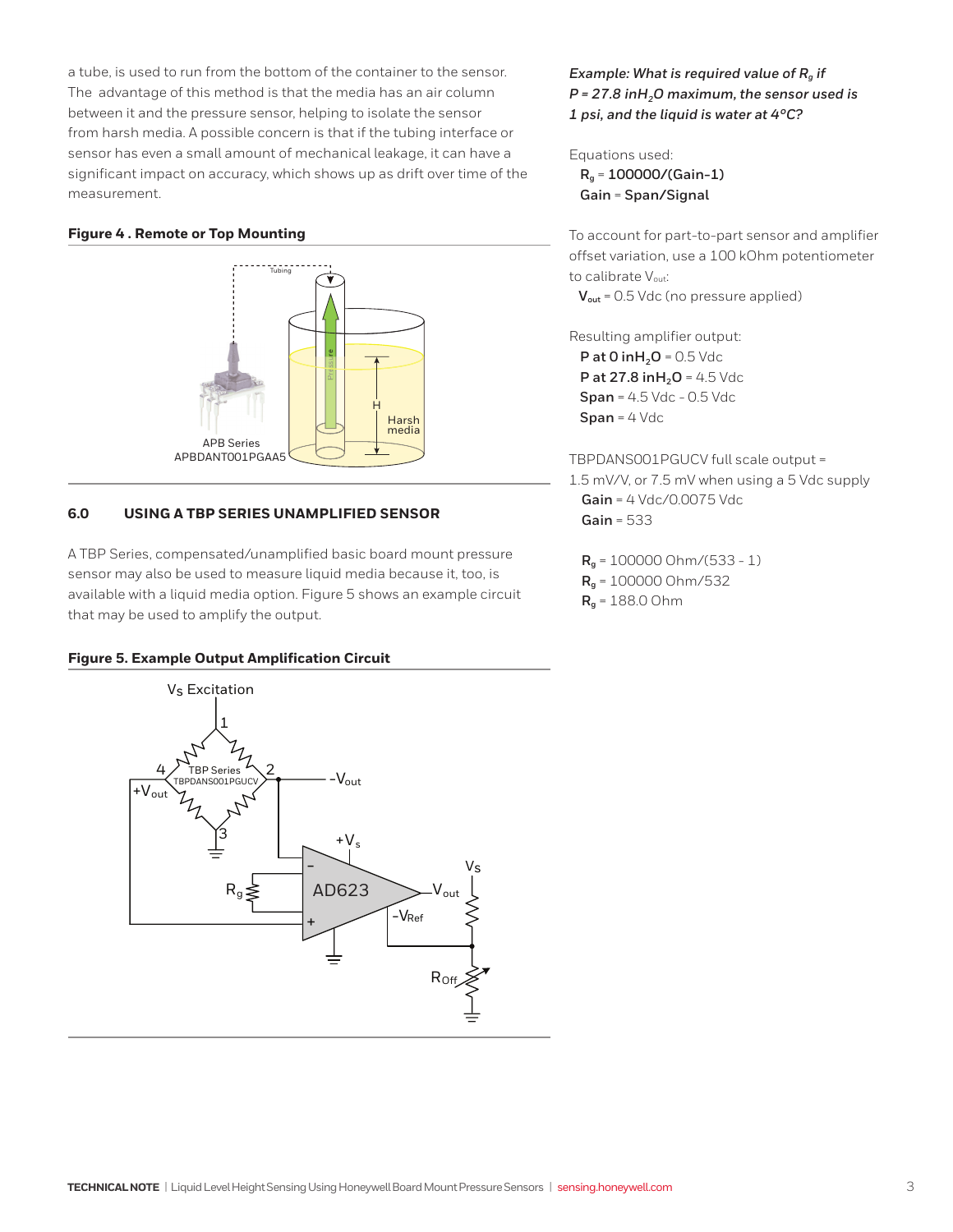a tube, is used to run from the bottom of the container to the sensor. The advantage of this method is that the media has an air column between it and the pressure sensor, helping to isolate the sensor from harsh media. A possible concern is that if the tubing interface or sensor has even a small amount of mechanical leakage, it can have a significant impact on accuracy, which shows up as drift over time of the measurement.

**Figure 4 . Remote or Top Mounting**

## 6.0 USING A TBP SERIES UNAMPLIFIED SENSOR

A TBP Series, compensated/unamplified basic board mount pressure sensor may also be used to measure liquid media because it, too, is available with a liquid media option. Figure 5 shows an example circuit that may be used to amplify the output.

**Figure 5. Example Output Amplification Circuit**

***Example: What is required value of $R_g$ if $P = 27.8$ in$H_2O$ maximum, the sensor used is 1 psi, and the liquid is water at 4°C?***

Equations used:

**$R_g$ = 100000/(Gain-1)**
**Gain = Span/Signal**

To account for part-to-part sensor and amplifier offset variation, use a 100 kOhm potentiometer to calibrate $V_{out}$:

**$V_{out}$** = 0.5 Vdc (no pressure applied)

Resulting amplifier output:

**P at 0 in$H_2O$** = 0.5 Vdc
**P at 27.8 in$H_2O$** = 4.5 Vdc
**Span** = 4.5 Vdc - 0.5 Vdc
**Span** = 4 Vdc

TBPDANS001PGUCV full scale output = 1.5 mV/V, or 7.5 mV when using a 5 Vdc supply

**Gain** = 4 Vdc/0.0075 Vdc
**Gain** = 533

**$R_g$** = 100000 Ohm/(533 - 1)
**$R_g$** = 100000 Ohm/532
**$R_g$** = 188.0 Ohm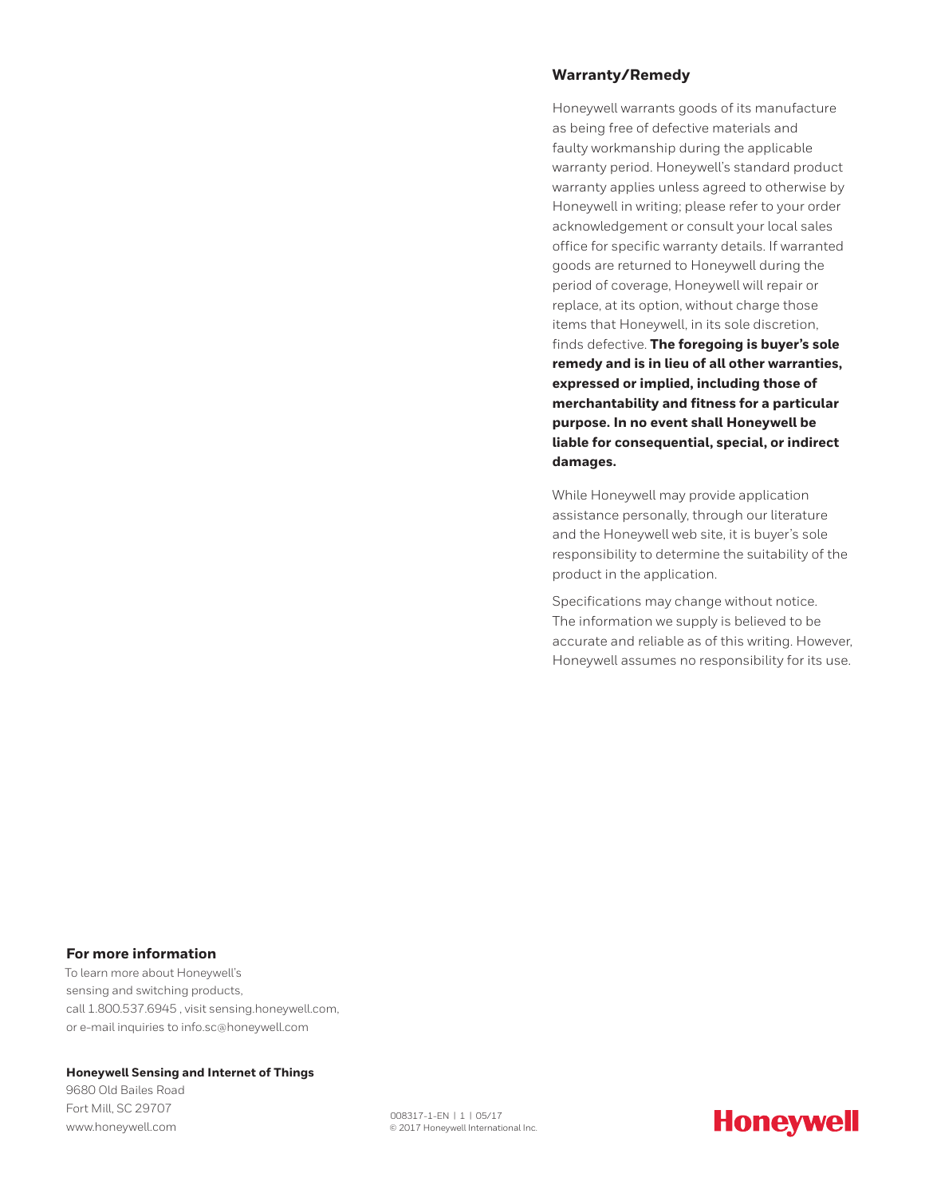## Warranty/Remedy

Honeywell warrants goods of its manufacture as being free of defective materials and faulty workmanship during the applicable warranty period. Honeywell's standard product warranty applies unless agreed to otherwise by Honeywell in writing; please refer to your order acknowledgement or consult your local sales office for specific warranty details. If warranted goods are returned to Honeywell during the period of coverage, Honeywell will repair or replace, at its option, without charge those items that Honeywell, in its sole discretion, finds defective. **The foregoing is buyer's sole remedy and is in lieu of all other warranties, expressed or implied, including those of merchantability and fitness for a particular purpose. In no event shall Honeywell be liable for consequential, special, or indirect damages.**

While Honeywell may provide application assistance personally, through our literature and the Honeywell web site, it is buyer's sole responsibility to determine the suitability of the product in the application.

Specifications may change without notice. The information we supply is believed to be accurate and reliable as of this writing. However, Honeywell assumes no responsibility for its use.

**For more information**

To learn more about Honeywell's sensing and switching products, call 1.800.537.6945 , visit sensing.honeywell.com, or e-mail inquiries to info.sc@honeywell.com

**Honeywell Sensing and Internet of Things**

9680 Old Bailes Road
Fort Mill, SC 29707
www.honeywell.com

008317-1-EN | 1 | 05/17
© 2017 Honeywell International Inc.

**Honeywell**